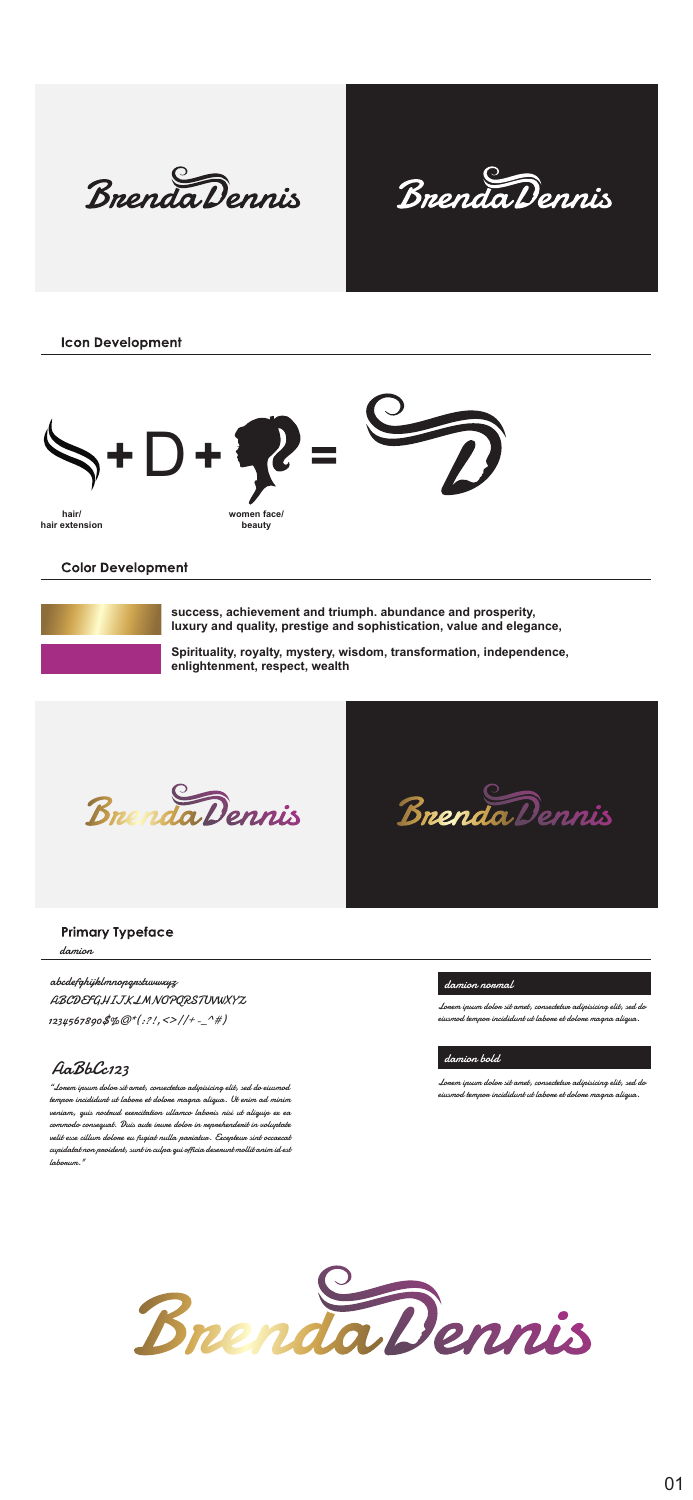BrendaDennis

BrendaDennis

## Icon Development

\+ D + =

hair/
hair extension

women face/
beauty

## Color Development

success, achievement and triumph. abundance and prosperity, luxury and quality, prestige and sophistication, value and elegance,

Spirituality, royalty, mystery, wisdom, transformation, independence, enlightenment, respect, wealth

BrendaDennis

BrendaDennis

## Primary Typeface

damion

abcdefghijklmnopqrstuvwxyz
ABCDEFGHIJKLMNOPQRSTUVWXYZ
1234567890$%@*(:?!,<>//+-_^#)

AaBbCc123

"Lorem ipsum dolor sit amet, consectetur adipisicing elit, sed do eiusmod tempor incididunt ut labore et dolore magna aliqua. Ut enim ad minim veniam, quis nostrud exercitation ullamco laboris nisi ut aliquip ex ea commodo consequat. Duis aute irure dolor in reprehenderit in voluptate velit esse cillum dolore eu fugiat nulla pariatur. Excepteur sint occaecat cupidatat non proident, sunt in culpa qui officia deserunt mollit anim id est laborum."

**damion normal**

Lorem ipsum dolor sit amet, consectetur adipisicing elit, sed do eiusmod tempor incididunt ut labore et dolore magna aliqua.

**damion bold**

Lorem ipsum dolor sit amet, consectetur adipisicing elit, sed do eiusmod tempor incididunt ut labore et dolore magna aliqua.

BrendaDennis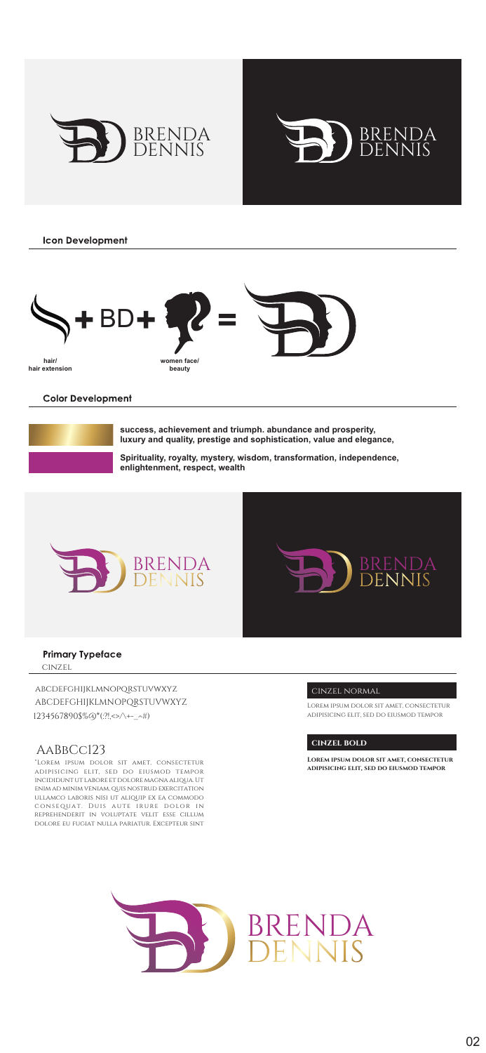BRENDA DENNIS

BRENDA DENNIS

## Icon Development

+ BD + =

hair/
hair extension

women face/
beauty

## Color Development

success, achievement and triumph. abundance and prosperity, luxury and quality, prestige and sophistication, value and elegance,

Spirituality, royalty, mystery, wisdom, transformation, independence, enlightenment, respect, wealth

BRENDA DENNIS

BRENDA DENNIS

## Primary Typeface

CINZEL

ABCDEFGHIJKLMNOPQRSTUVWXYZ
ABCDEFGHIJKLMNOPQRSTUVWXYZ
1234567890$%@*(:?!,<>/\+-_~#)

AaBbCc123

"Lorem ipsum dolor sit amet, consectetur adipisicing elit, sed do eiusmod tempor incididunt ut labore et dolore magna aliqua. Ut enim ad minim veniam, quis nostrud exercitation ullamco laboris nisi ut aliquip ex ea commodo consequat. Duis aute irure dolor in reprehenderit in voluptate velit esse cillum dolore eu fugiat nulla pariatur. Excepteur sint

CINZEL NORMAL

Lorem ipsum dolor sit amet, consectetur adipisicing elit, sed do eiusmod tempor

**CINZEL BOLD**

**Lorem ipsum dolor sit amet, consectetur adipisicing elit, sed do eiusmod tempor**

BRENDA DENNIS